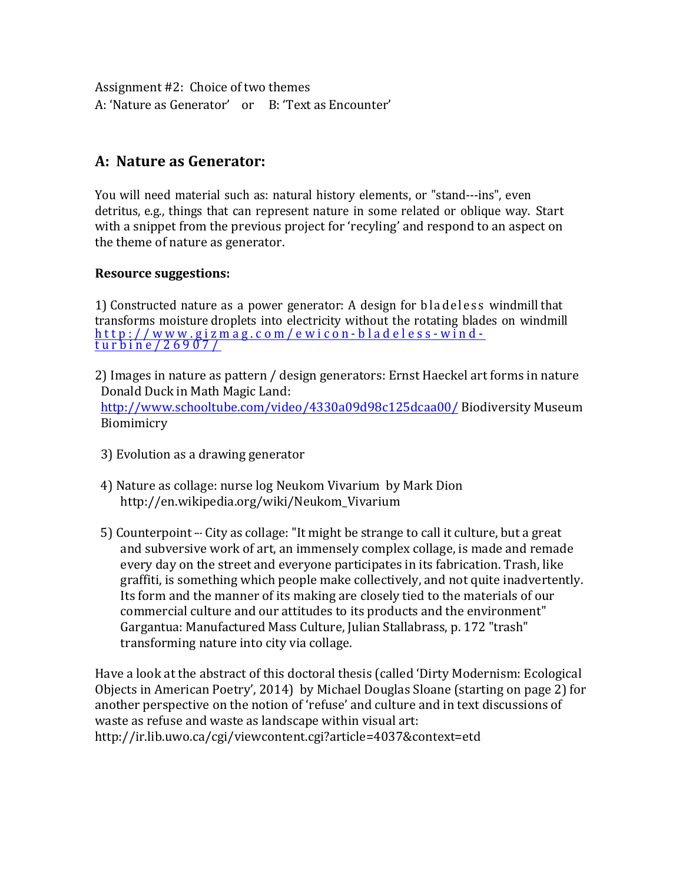Assignment #2: Choice of two themes
A: 'Nature as Generator' or B: 'Text as Encounter'

## A: Nature as Generator:

You will need material such as: natural history elements, or "stand---ins", even detritus, e.g., things that can represent nature in some related or oblique way. Start with a snippet from the previous project for 'recyling' and respond to an aspect on the theme of nature as generator.

**Resource suggestions:**

1) Constructed nature as a power generator: A design for bladeless windmill that transforms moisture droplets into electricity without the rotating blades on windmill http://www.gizmag.com/ewicon-bladeless-wind-turbine/26907/

2) Images in nature as pattern / design generators: Ernst Haeckel art forms in nature Donald Duck in Math Magic Land: http://www.schooltube.com/video/4330a09d98c125dcaa00/ Biodiversity Museum Biomimicry

3) Evolution as a drawing generator

4) Nature as collage: nurse log Neukom Vivarium by Mark Dion http://en.wikipedia.org/wiki/Neukom_Vivarium

5) Counterpoint -- City as collage: "It might be strange to call it culture, but a great and subversive work of art, an immensely complex collage, is made and remade every day on the street and everyone participates in its fabrication. Trash, like graffiti, is something which people make collectively, and not quite inadvertently. Its form and the manner of its making are closely tied to the materials of our commercial culture and our attitudes to its products and the environment" Gargantua: Manufactured Mass Culture, Julian Stallabrass, p. 172 "trash" transforming nature into city via collage.

Have a look at the abstract of this doctoral thesis (called 'Dirty Modernism: Ecological Objects in American Poetry', 2014) by Michael Douglas Sloane (starting on page 2) for another perspective on the notion of 'refuse' and culture and in text discussions of waste as refuse and waste as landscape within visual art: http://ir.lib.uwo.ca/cgi/viewcontent.cgi?article=4037&context=etd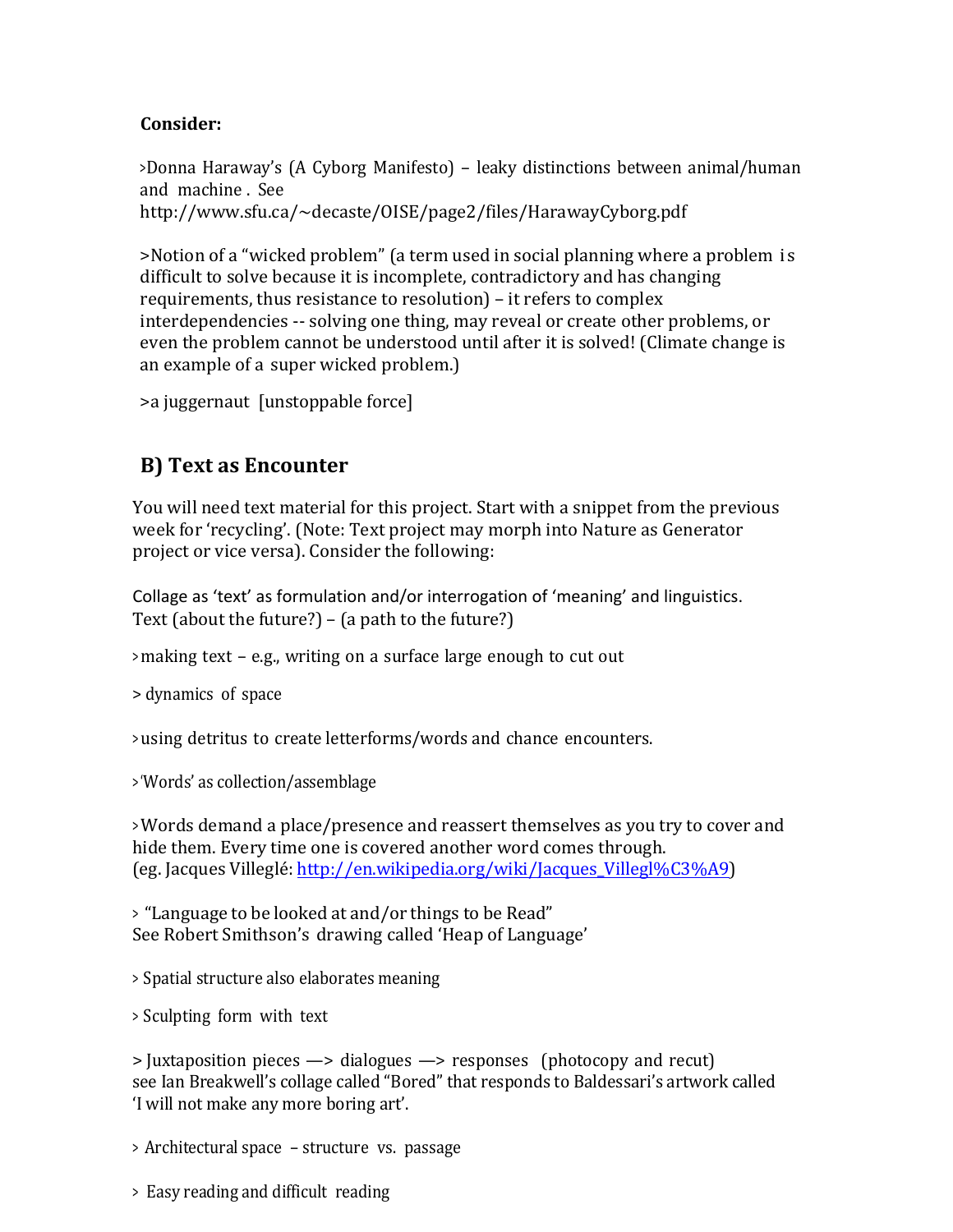**Consider:**

>Donna Haraway's (A Cyborg Manifesto) – leaky distinctions between animal/human and machine . See http://www.sfu.ca/~decaste/OISE/page2/files/HarawayCyborg.pdf

>Notion of a "wicked problem" (a term used in social planning where a problem is difficult to solve because it is incomplete, contradictory and has changing requirements, thus resistance to resolution) – it refers to complex interdependencies -- solving one thing, may reveal or create other problems, or even the problem cannot be understood until after it is solved! (Climate change is an example of a super wicked problem.)

>a juggernaut [unstoppable force]

## B) Text as Encounter

You will need text material for this project. Start with a snippet from the previous week for 'recycling'. (Note: Text project may morph into Nature as Generator project or vice versa). Consider the following:

Collage as 'text' as formulation and/or interrogation of 'meaning' and linguistics.
Text (about the future?) – (a path to the future?)

>making text – e.g., writing on a surface large enough to cut out

> dynamics of space

>using detritus to create letterforms/words and chance encounters.

>'Words' as collection/assemblage

>Words demand a place/presence and reassert themselves as you try to cover and hide them. Every time one is covered another word comes through.
(eg. Jacques Villeglé: http://en.wikipedia.org/wiki/Jacques_Villegl%C3%A9)

> "Language to be looked at and/or things to be Read"
See Robert Smithson's drawing called 'Heap of Language'

> Spatial structure also elaborates meaning

> Sculpting form with text

> Juxtaposition pieces —> dialogues —> responses (photocopy and recut)
see Ian Breakwell's collage called "Bored" that responds to Baldessari's artwork called 'I will not make any more boring art'.

> Architectural space – structure vs. passage

> Easy reading and difficult reading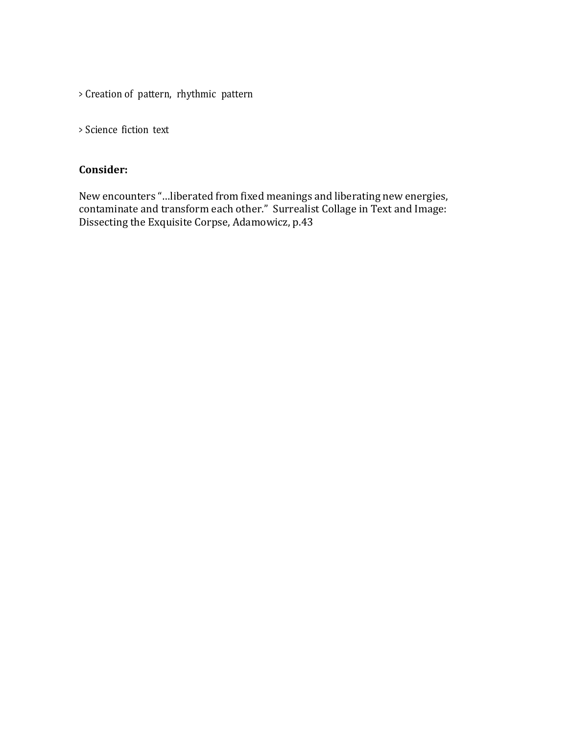> Creation of pattern, rhythmic pattern

> Science fiction text

**Consider:**

New encounters "…liberated from fixed meanings and liberating new energies, contaminate and transform each other." Surrealist Collage in Text and Image: Dissecting the Exquisite Corpse, Adamowicz, p.43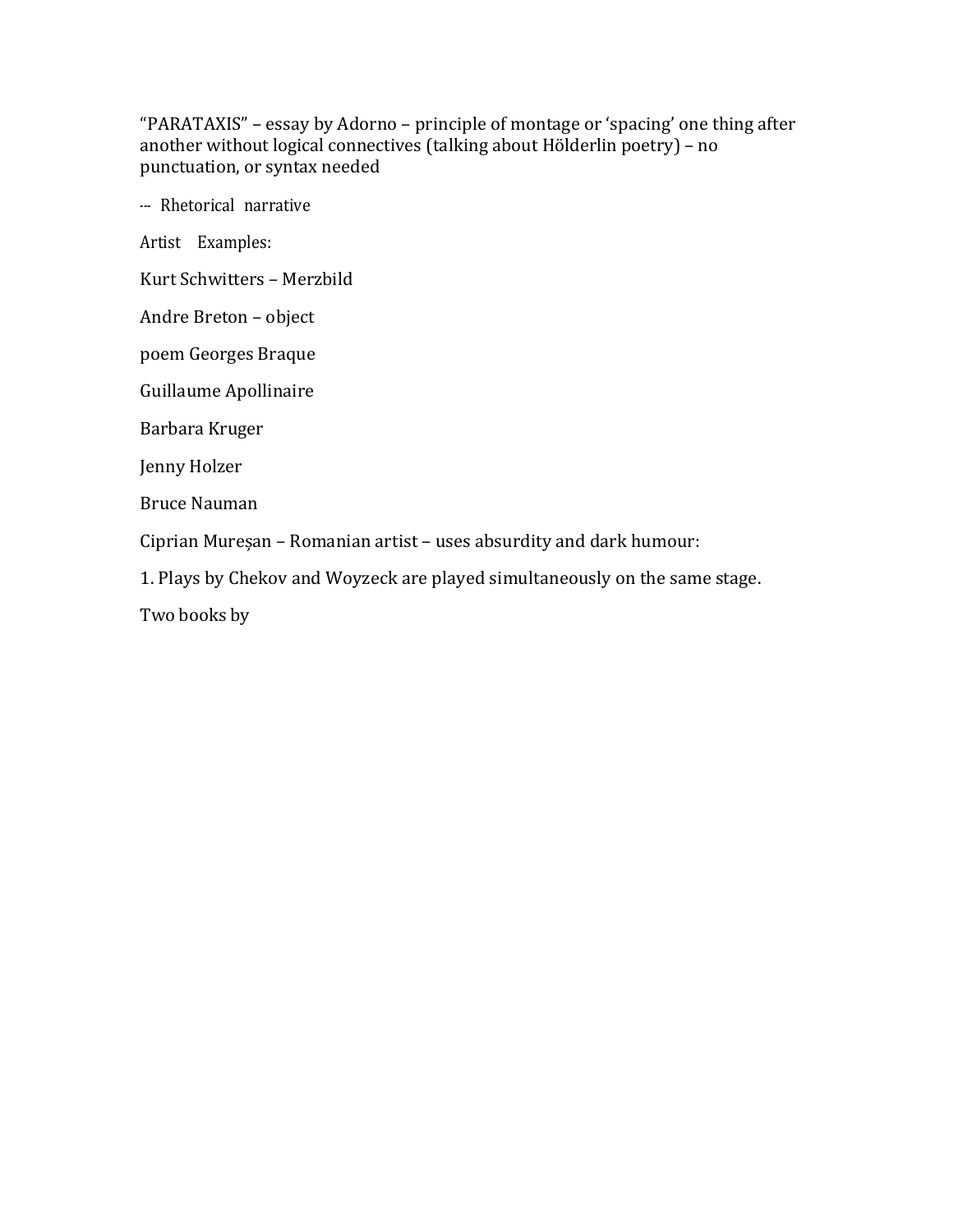"PARATAXIS" – essay by Adorno – principle of montage or 'spacing' one thing after another without logical connectives (talking about Hölderlin poetry) – no punctuation, or syntax needed

--- Rhetorical narrative

Artist Examples:

Kurt Schwitters – Merzbild

Andre Breton – object

poem Georges Braque

Guillaume Apollinaire

Barbara Kruger

Jenny Holzer

Bruce Nauman

Ciprian Mureșan – Romanian artist – uses absurdity and dark humour:

1. Plays by Chekov and Woyzeck are played simultaneously on the same stage.

Two books by